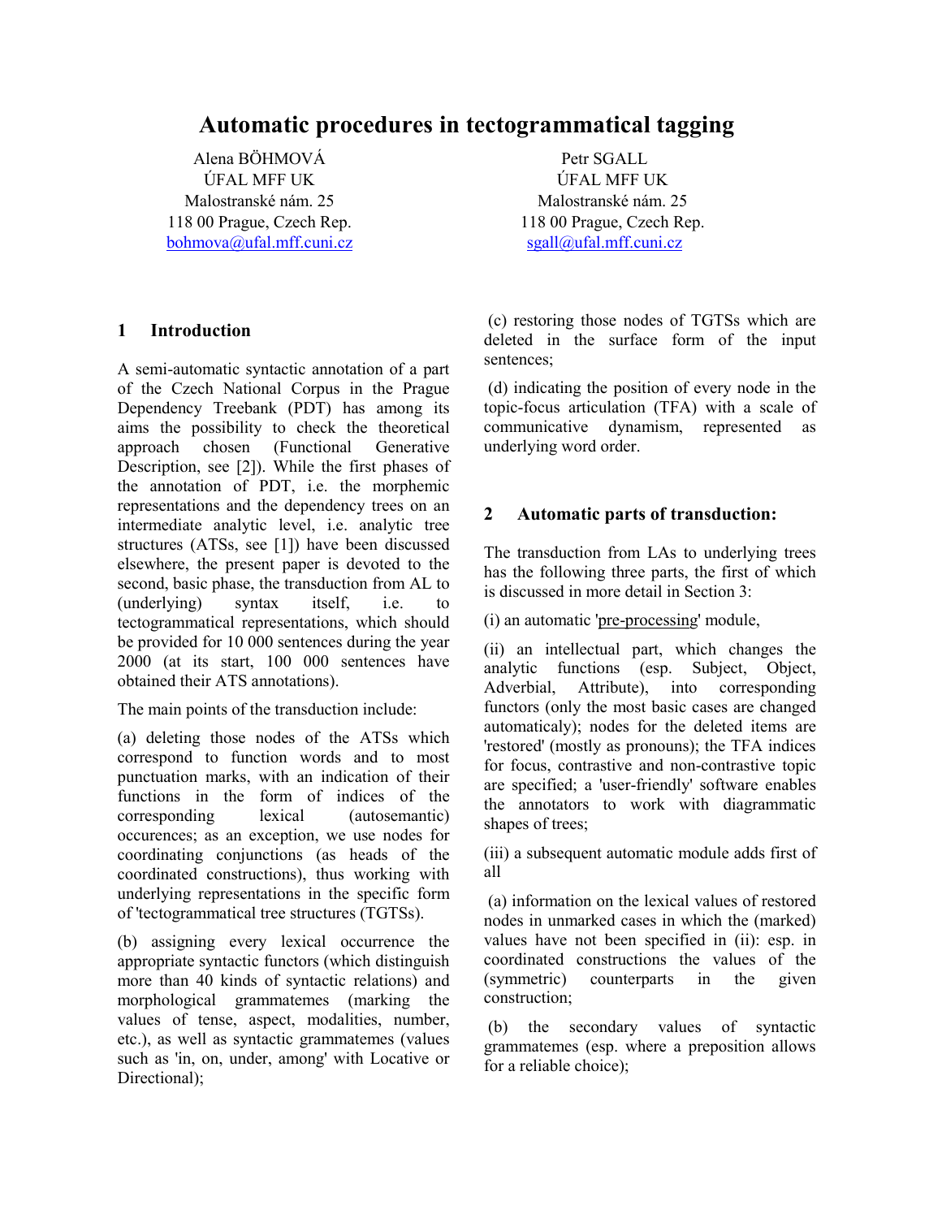# Automatic procedures in tectogrammatical tagging

Alena BÖHMOVÁ
ÚFAL MFF UK
Malostranské nám. 25
118 00 Prague, Czech Rep.
bohmova@ufal.mff.cuni.cz

Petr SGALL
ÚFAL MFF UK
Malostranské nám. 25
118 00 Prague, Czech Rep.
sgall@ufal.mff.cuni.cz

## 1 Introduction

A semi-automatic syntactic annotation of a part of the Czech National Corpus in the Prague Dependency Treebank (PDT) has among its aims the possibility to check the theoretical approach chosen (Functional Generative Description, see [2]). While the first phases of the annotation of PDT, i.e. the morphemic representations and the dependency trees on an intermediate analytic level, i.e. analytic tree structures (ATSs, see [1]) have been discussed elsewhere, the present paper is devoted to the second, basic phase, the transduction from AL to (underlying) syntax itself, i.e. to tectogrammatical representations, which should be provided for 10 000 sentences during the year 2000 (at its start, 100 000 sentences have obtained their ATS annotations).

The main points of the transduction include:

(a) deleting those nodes of the ATSs which correspond to function words and to most punctuation marks, with an indication of their functions in the form of indices of the corresponding lexical (autosemantic) occurences; as an exception, we use nodes for coordinating conjunctions (as heads of the coordinated constructions), thus working with underlying representations in the specific form of 'tectogrammatical tree structures (TGTSs).

(b) assigning every lexical occurrence the appropriate syntactic functors (which distinguish more than 40 kinds of syntactic relations) and morphological grammatemes (marking the values of tense, aspect, modalities, number, etc.), as well as syntactic grammatemes (values such as 'in, on, under, among' with Locative or Directional);

(c) restoring those nodes of TGTSs which are deleted in the surface form of the input sentences;

(d) indicating the position of every node in the topic-focus articulation (TFA) with a scale of communicative dynamism, represented as underlying word order.

## 2 Automatic parts of transduction:

The transduction from LAs to underlying trees has the following three parts, the first of which is discussed in more detail in Section 3:

(i) an automatic 'pre-processing' module,

(ii) an intellectual part, which changes the analytic functions (esp. Subject, Object, Adverbial, Attribute), into corresponding functors (only the most basic cases are changed automaticaly); nodes for the deleted items are 'restored' (mostly as pronouns); the TFA indices for focus, contrastive and non-contrastive topic are specified; a 'user-friendly' software enables the annotators to work with diagrammatic shapes of trees;

(iii) a subsequent automatic module adds first of all

(a) information on the lexical values of restored nodes in unmarked cases in which the (marked) values have not been specified in (ii): esp. in coordinated constructions the values of the (symmetric) counterparts in the given construction;

(b) the secondary values of syntactic grammatemes (esp. where a preposition allows for a reliable choice);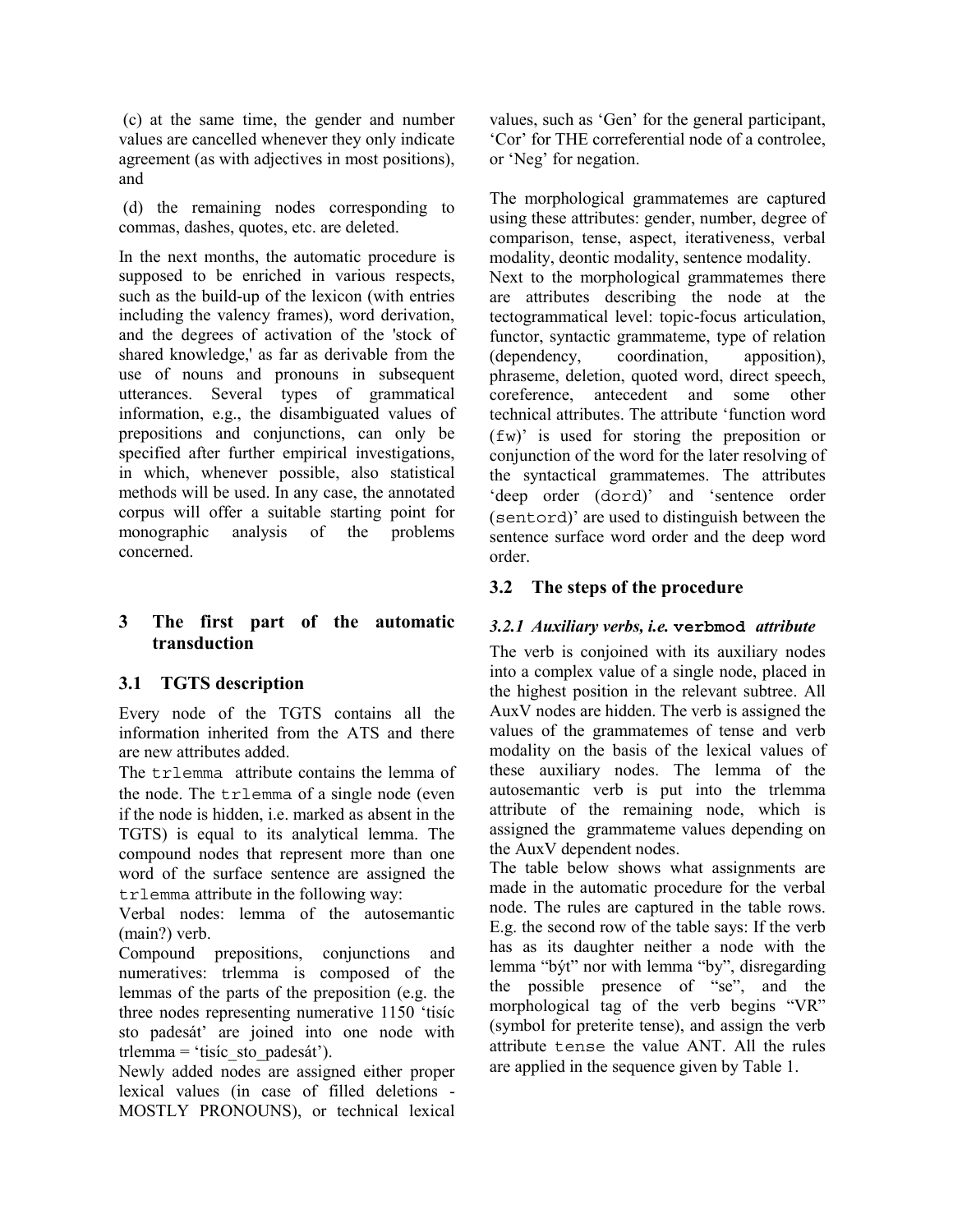(c) at the same time, the gender and number values are cancelled whenever they only indicate agreement (as with adjectives in most positions), and

(d) the remaining nodes corresponding to commas, dashes, quotes, etc. are deleted.

In the next months, the automatic procedure is supposed to be enriched in various respects, such as the build-up of the lexicon (with entries including the valency frames), word derivation, and the degrees of activation of the 'stock of shared knowledge,' as far as derivable from the use of nouns and pronouns in subsequent utterances. Several types of grammatical information, e.g., the disambiguated values of prepositions and conjunctions, can only be specified after further empirical investigations, in which, whenever possible, also statistical methods will be used. In any case, the annotated corpus will offer a suitable starting point for monographic analysis of the problems concerned.

## 3 The first part of the automatic transduction

### 3.1 TGTS description

Every node of the TGTS contains all the information inherited from the ATS and there are new attributes added.

The `trlemma` attribute contains the lemma of the node. The `trlemma` of a single node (even if the node is hidden, i.e. marked as absent in the TGTS) is equal to its analytical lemma. The compound nodes that represent more than one word of the surface sentence are assigned the `trlemma` attribute in the following way:

Verbal nodes: lemma of the autosemantic (main?) verb.

Compound prepositions, conjunctions and numeratives: trlemma is composed of the lemmas of the parts of the preposition (e.g. the three nodes representing numerative 1150 'tisíc sto padesát' are joined into one node with trlemma = 'tisíc_sto_padesát').

Newly added nodes are assigned either proper lexical values (in case of filled deletions - MOSTLY PRONOUNS), or technical lexical values, such as 'Gen' for the general participant, 'Cor' for THE correferential node of a controlee, or 'Neg' for negation.

The morphological grammatemes are captured using these attributes: gender, number, degree of comparison, tense, aspect, iterativeness, verbal modality, deontic modality, sentence modality.

Next to the morphological grammatemes there are attributes describing the node at the tectogrammatical level: topic-focus articulation, functor, syntactic grammateme, type of relation (dependency, coordination, apposition), phraseme, deletion, quoted word, direct speech, coreference, antecedent and some other technical attributes. The attribute 'function word (`fw`)' is used for storing the preposition or conjunction of the word for the later resolving of the syntactical grammatemes. The attributes 'deep order (`dord`)' and 'sentence order (`sentord`)' are used to distinguish between the sentence surface word order and the deep word order.

### 3.2 The steps of the procedure

#### *3.2.1 Auxiliary verbs, i.e.* **`verbmod`** *attribute*

The verb is conjoined with its auxiliary nodes into a complex value of a single node, placed in the highest position in the relevant subtree. All AuxV nodes are hidden. The verb is assigned the values of the grammatemes of tense and verb modality on the basis of the lexical values of these auxiliary nodes. The lemma of the autosemantic verb is put into the trlemma attribute of the remaining node, which is assigned the grammateme values depending on the AuxV dependent nodes.

The table below shows what assignments are made in the automatic procedure for the verbal node. The rules are captured in the table rows. E.g. the second row of the table says: If the verb has as its daughter neither a node with the lemma "být" nor with lemma "by", disregarding the possible presence of "se", and the morphological tag of the verb begins "VR" (symbol for preterite tense), and assign the verb attribute `tense` the value ANT. All the rules are applied in the sequence given by Table 1.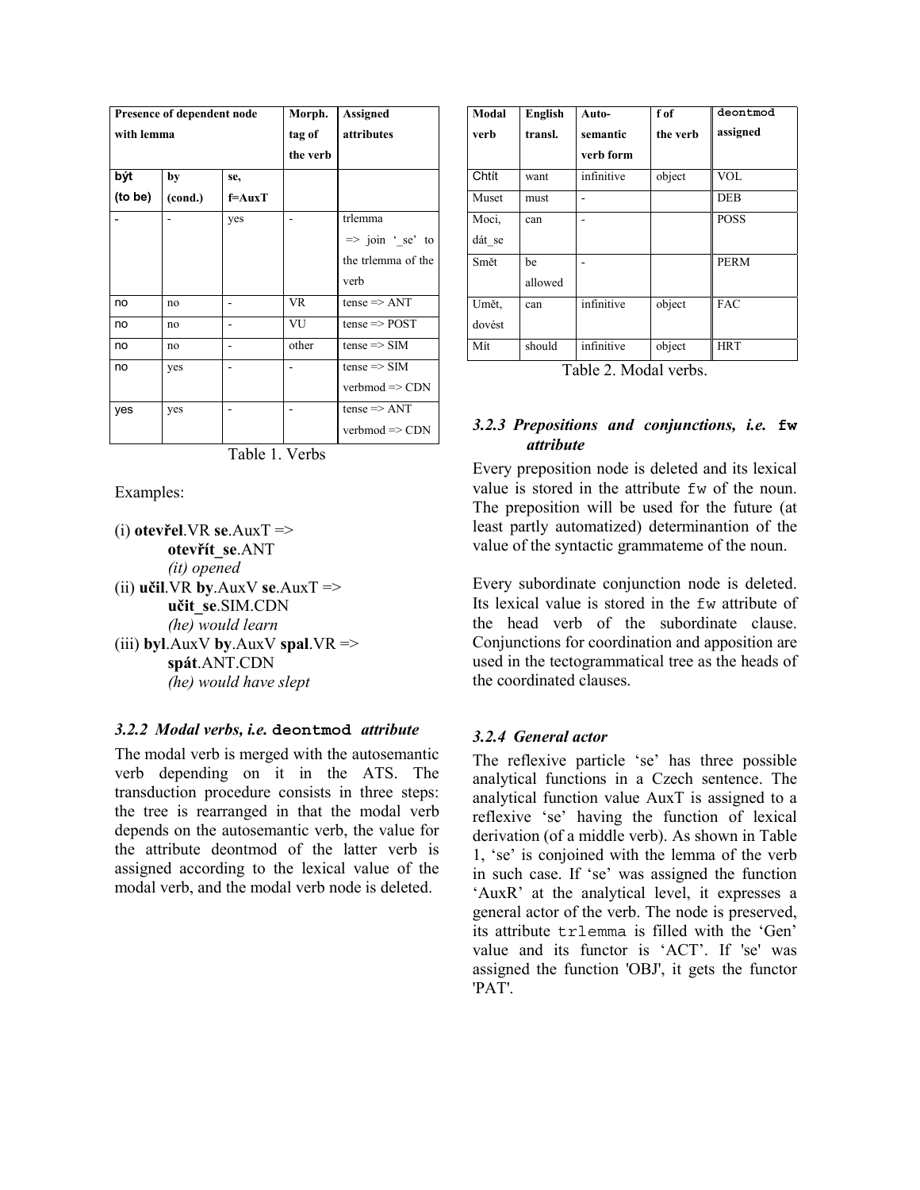| Presence of dependent node with lemma | | | Morph. tag of the verb | Assigned attributes |
|---|---|---|---|---|
| **být (to be)** | **by (cond.)** | **se, f=AuxT** | | |
| - | - | yes | - | trlemma => join '_se' to the trlemma of the verb |
| no | no | - | VR | tense => ANT |
| no | no | - | VU | tense => POST |
| no | no | - | other | tense => SIM |
| no | yes | - | - | tense => SIM verbmod => CDN |
| yes | yes | - | - | tense => ANT verbmod => CDN |

Table 1. Verbs

Examples:

(i) **otevřel**.VR **se**.AuxT =>
  **otevřít_se**.ANT
  *(it) opened*

(ii) **učil**.VR **by**.AuxV **se**.AuxT =>
  **učit_se**.SIM.CDN
  *(he) would learn*

(iii) **byl**.AuxV **by**.AuxV **spal**.VR =>
  **spát**.ANT.CDN
  *(he) would have slept*

### 3.2.2 Modal verbs, i.e. `deontmod` attribute

The modal verb is merged with the autosemantic verb depending on it in the ATS. The transduction procedure consists in three steps: the tree is rearranged in that the modal verb depends on the autosemantic verb, the value for the attribute deontmod of the latter verb is assigned according to the lexical value of the modal verb, and the modal verb node is deleted.

| Modal verb | English transl. | Auto-semantic verb form | f of the verb | `deontmod` assigned |
|---|---|---|---|---|
| Chtít | want | infinitive | object | VOL |
| Muset | must | - | | DEB |
| Moci, dát_se | can | - | | POSS |
| Smět | be allowed | - | | PERM |
| Umět, dovést | can | infinitive | object | FAC |
| Mít | should | infinitive | object | HRT |

Table 2. Modal verbs.

### 3.2.3 Prepositions and conjunctions, i.e. `fw` attribute

Every preposition node is deleted and its lexical value is stored in the attribute `fw` of the noun. The preposition will be used for the future (at least partly automatized) determinantion of the value of the syntactic grammateme of the noun.

Every subordinate conjunction node is deleted. Its lexical value is stored in the `fw` attribute of the head verb of the subordinate clause. Conjunctions for coordination and apposition are used in the tectogrammatical tree as the heads of the coordinated clauses.

### 3.2.4 General actor

The reflexive particle 'se' has three possible analytical functions in a Czech sentence. The analytical function value AuxT is assigned to a reflexive 'se' having the function of lexical derivation (of a middle verb). As shown in Table 1, 'se' is conjoined with the lemma of the verb in such case. If 'se' was assigned the function 'AuxR' at the analytical level, it expresses a general actor of the verb. The node is preserved, its attribute `trlemma` is filled with the 'Gen' value and its functor is 'ACT'. If 'se' was assigned the function 'OBJ', it gets the functor 'PAT'.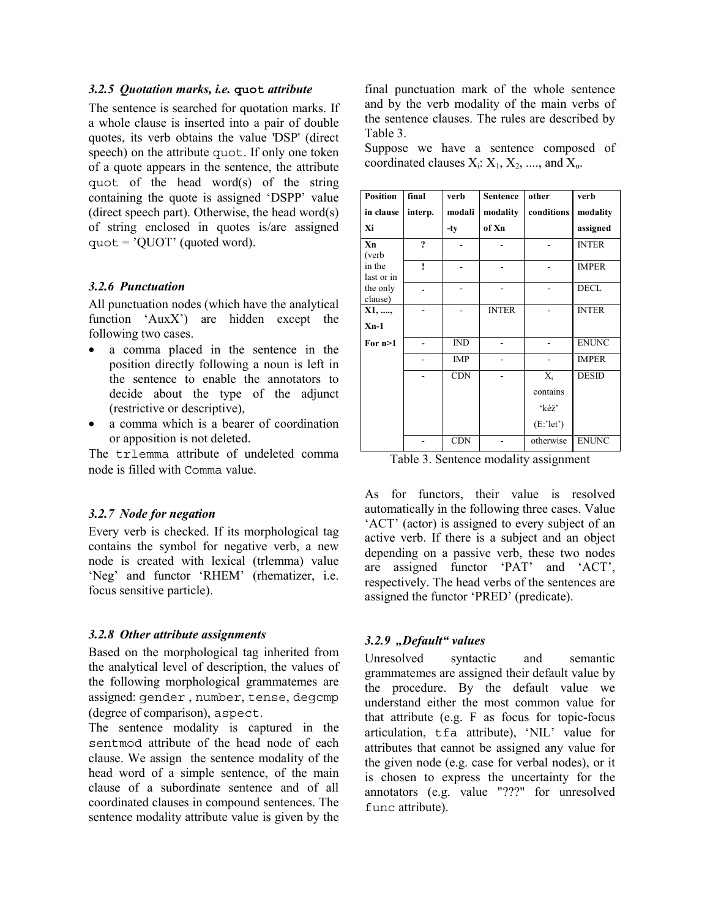### 3.2.5 Quotation marks, i.e. `quot` attribute

The sentence is searched for quotation marks. If a whole clause is inserted into a pair of double quotes, its verb obtains the value 'DSP' (direct speech) on the attribute `quot`. If only one token of a quote appears in the sentence, the attribute `quot` of the head word(s) of the string containing the quote is assigned 'DSPP' value (direct speech part). Otherwise, the head word(s) of string enclosed in quotes is/are assigned `quot` = 'QUOT' (quoted word).

### 3.2.6 Punctuation

All punctuation nodes (which have the analytical function 'AuxX') are hidden except the following two cases.

- a comma placed in the sentence in the position directly following a noun is left in the sentence to enable the annotators to decide about the type of the adjunct (restrictive or descriptive),
- a comma which is a bearer of coordination or apposition is not deleted.

The `trlemma` attribute of undeleted comma node is filled with `Comma` value.

### 3.2.7 Node for negation

Every verb is checked. If its morphological tag contains the symbol for negative verb, a new node is created with lexical (trlemma) value 'Neg' and functor 'RHEM' (rhematizer, i.e. focus sensitive particle).

### 3.2.8 Other attribute assignments

Based on the morphological tag inherited from the analytical level of description, the values of the following morphological grammatemes are assigned: `gender` , `number`, `tense`, `degcmp` (degree of comparison), `aspect`.

The sentence modality is captured in the `sentmod` attribute of the head node of each clause. We assign the sentence modality of the head word of a simple sentence, of the main clause of a subordinate sentence and of all coordinated clauses in compound sentences. The sentence modality attribute value is given by the final punctuation mark of the whole sentence and by the verb modality of the main verbs of the sentence clauses. The rules are described by Table 3.

Suppose we have a sentence composed of coordinated clauses $X_i$: $X_1$, $X_2$, ...., and $X_n$.

| Position in clause Xi | final interp. | verb modali-ty | Sentence modality of Xn | other conditions | verb modality assigned |
|---|---|---|---|---|---|
| Xn (verb in the last or in the only clause) | ? | - | - | - | INTER |
| | ! | - | - | - | IMPER |
| | . | - | - | - | DECL |
| X1, ...., Xn-1 | - | - | INTER | - | INTER |
| For n>1 | - | IND | - | - | ENUNC |
| | - | IMP | - | - | IMPER |
| | - | CDN | - | $X_i$ contains 'kéž' (E:'let') | DESID |
| | - | CDN | - | otherwise | ENUNC |

Table 3. Sentence modality assignment

As for functors, their value is resolved automatically in the following three cases. Value 'ACT' (actor) is assigned to every subject of an active verb. If there is a subject and an object depending on a passive verb, these two nodes are assigned functor 'PAT' and 'ACT', respectively. The head verbs of the sentences are assigned the functor 'PRED' (predicate).

### 3.2.9 „Default" values

Unresolved syntactic and semantic grammatemes are assigned their default value by the procedure. By the default value we understand either the most common value for that attribute (e.g. F as focus for topic-focus articulation, `tfa` attribute), 'NIL' value for attributes that cannot be assigned any value for the given node (e.g. case for verbal nodes), or it is chosen to express the uncertainty for the annotators (e.g. value "???" for unresolved `func` attribute).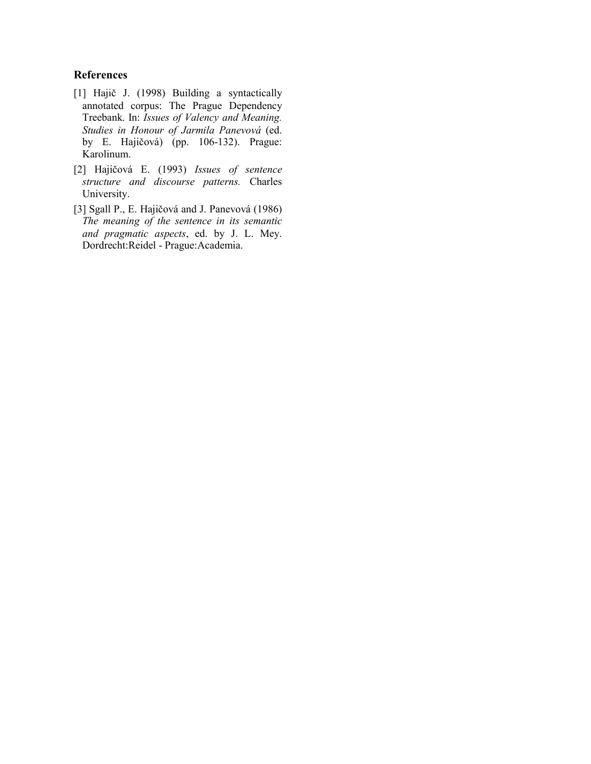## References

[1] Hajič J. (1998) Building a syntactically annotated corpus: The Prague Dependency Treebank. In: *Issues of Valency and Meaning. Studies in Honour of Jarmila Panevová* (ed. by E. Hajičová) (pp. 106-132). Prague: Karolinum.

[2] Hajičová E. (1993) *Issues of sentence structure and discourse patterns.* Charles University.

[3] Sgall P., E. Hajičová and J. Panevová (1986) *The meaning of the sentence in its semantic and pragmatic aspects*, ed. by J. L. Mey. Dordrecht:Reidel - Prague:Academia.